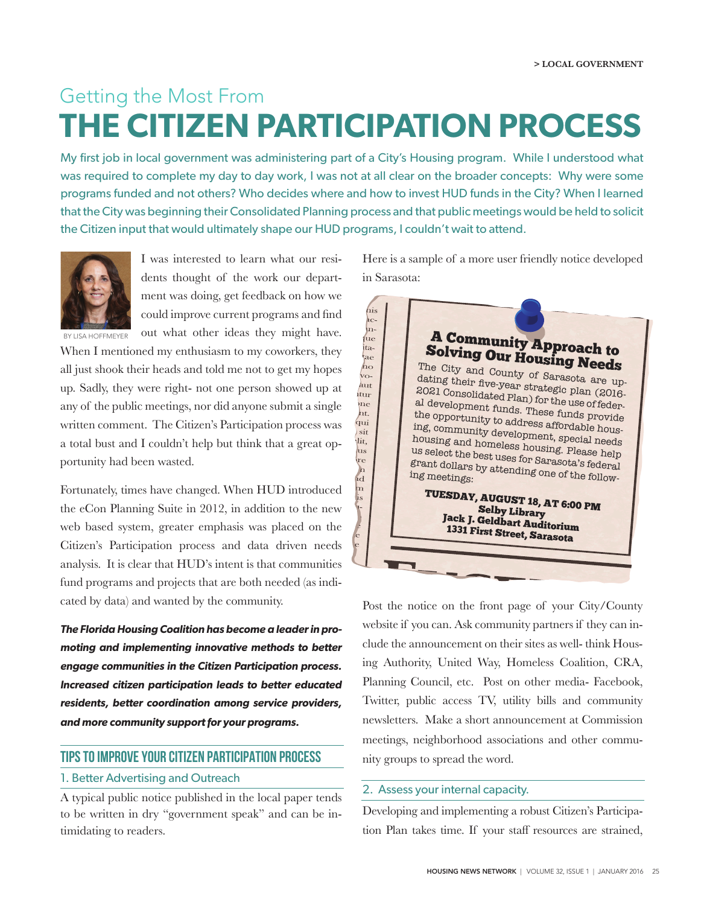# Getting the Most From
# THE CITIZEN PARTICIPATION PROCESS

My first job in local government was administering part of a City's Housing program. While I understood what was required to complete my day to day work, I was not at all clear on the broader concepts: Why were some programs funded and not others? Who decides where and how to invest HUD funds in the City? When I learned that the City was beginning their Consolidated Planning process and that public meetings would be held to solicit the Citizen input that would ultimately shape our HUD programs, I couldn't wait to attend.

BY LISA HOFFMEYER

I was interested to learn what our residents thought of the work our department was doing, get feedback on how we could improve current programs and find out what other ideas they might have. When I mentioned my enthusiasm to my coworkers, they all just shook their heads and told me not to get my hopes up. Sadly, they were right- not one person showed up at any of the public meetings, nor did anyone submit a single written comment. The Citizen's Participation process was a total bust and I couldn't help but think that a great opportunity had been wasted.

Fortunately, times have changed. When HUD introduced the eCon Planning Suite in 2012, in addition to the new web based system, greater emphasis was placed on the Citizen's Participation process and data driven needs analysis. It is clear that HUD's intent is that communities fund programs and projects that are both needed (as indicated by data) and wanted by the community.

***The Florida Housing Coalition has become a leader in promoting and implementing innovative methods to better engage communities in the Citizen Participation process. Increased citizen participation leads to better educated residents, better coordination among service providers, and more community support for your programs.***

## TIPS TO IMPROVE YOUR CITIZEN PARTICIPATION PROCESS

### 1. Better Advertising and Outreach

A typical public notice published in the local paper tends to be written in dry "government speak" and can be intimidating to readers.

Here is a sample of a more user friendly notice developed in Sarasota:

> **A Community Approach to Solving Our Housing Needs**
>
> The City and County of Sarasota are updating their five-year strategic plan (2016-2021 Consolidated Plan) for the use of federal development funds. These funds provide the opportunity to address affordable housing, community development, special needs housing and homeless housing. Please help us select the best uses for Sarasota's federal grant dollars by attending one of the following meetings:
>
> **TUESDAY, AUGUST 18, AT 6:00 PM**
> **Selby Library**
> **Jack J. Geldbart Auditorium**
> **1331 First Street, Sarasota**

Post the notice on the front page of your City/County website if you can. Ask community partners if they can include the announcement on their sites as well- think Housing Authority, United Way, Homeless Coalition, CRA, Planning Council, etc. Post on other media- Facebook, Twitter, public access TV, utility bills and community newsletters. Make a short announcement at Commission meetings, neighborhood associations and other community groups to spread the word.

### 2. Assess your internal capacity.

Developing and implementing a robust Citizen's Participation Plan takes time. If your staff resources are strained,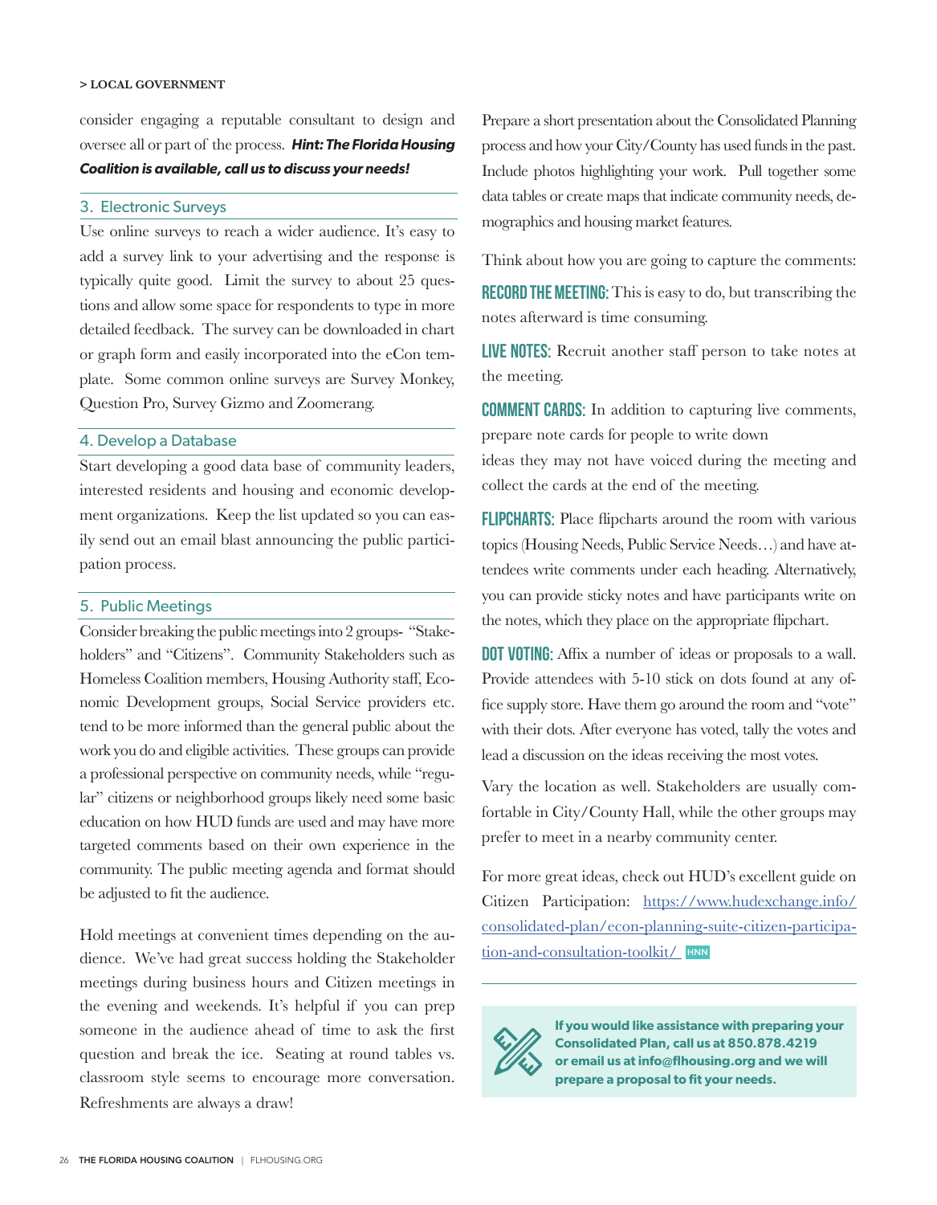consider engaging a reputable consultant to design and oversee all or part of the process. ***Hint: The Florida Housing Coalition is available, call us to discuss your needs!***

### 3. Electronic Surveys

Use online surveys to reach a wider audience. It's easy to add a survey link to your advertising and the response is typically quite good. Limit the survey to about 25 questions and allow some space for respondents to type in more detailed feedback. The survey can be downloaded in chart or graph form and easily incorporated into the eCon template. Some common online surveys are Survey Monkey, Question Pro, Survey Gizmo and Zoomerang.

### 4. Develop a Database

Start developing a good data base of community leaders, interested residents and housing and economic development organizations. Keep the list updated so you can easily send out an email blast announcing the public participation process.

### 5. Public Meetings

Consider breaking the public meetings into 2 groups- "Stakeholders" and "Citizens". Community Stakeholders such as Homeless Coalition members, Housing Authority staff, Economic Development groups, Social Service providers etc. tend to be more informed than the general public about the work you do and eligible activities. These groups can provide a professional perspective on community needs, while "regular" citizens or neighborhood groups likely need some basic education on how HUD funds are used and may have more targeted comments based on their own experience in the community. The public meeting agenda and format should be adjusted to fit the audience.

Hold meetings at convenient times depending on the audience. We've had great success holding the Stakeholder meetings during business hours and Citizen meetings in the evening and weekends. It's helpful if you can prep someone in the audience ahead of time to ask the first question and break the ice. Seating at round tables vs. classroom style seems to encourage more conversation. Refreshments are always a draw!

Prepare a short presentation about the Consolidated Planning process and how your City/County has used funds in the past. Include photos highlighting your work. Pull together some data tables or create maps that indicate community needs, demographics and housing market features.

Think about how you are going to capture the comments:

**RECORD THE MEETING:** This is easy to do, but transcribing the notes afterward is time consuming.

**LIVE NOTES:** Recruit another staff person to take notes at the meeting.

**COMMENT CARDS:** In addition to capturing live comments, prepare note cards for people to write down ideas they may not have voiced during the meeting and collect the cards at the end of the meeting.

**FLIPCHARTS:** Place flipcharts around the room with various topics (Housing Needs, Public Service Needs…) and have attendees write comments under each heading. Alternatively, you can provide sticky notes and have participants write on the notes, which they place on the appropriate flipchart.

**DOT VOTING:** Affix a number of ideas or proposals to a wall. Provide attendees with 5-10 stick on dots found at any office supply store. Have them go around the room and "vote" with their dots. After everyone has voted, tally the votes and lead a discussion on the ideas receiving the most votes.

Vary the location as well. Stakeholders are usually comfortable in City/County Hall, while the other groups may prefer to meet in a nearby community center.

For more great ideas, check out HUD's excellent guide on Citizen Participation: https://www.hudexchange.info/consolidated-plan/econ-planning-suite-citizen-participation-and-consultation-toolkit/ HNN

**If you would like assistance with preparing your Consolidated Plan, call us at 850.878.4219 or email us at info@flhousing.org and we will prepare a proposal to fit your needs.**